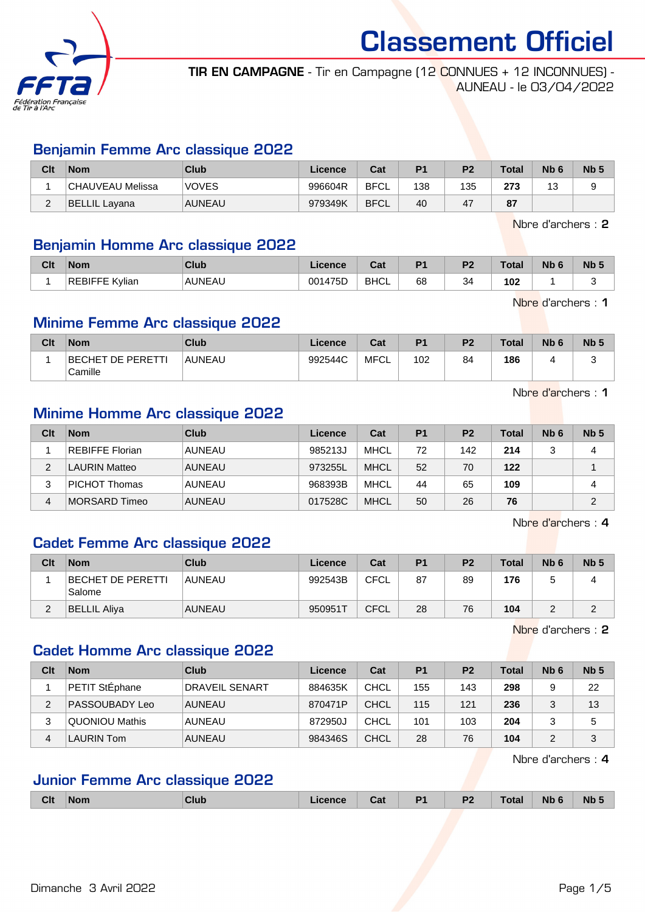# Classement Officiel

**TIR EN CAMPAGNE** - Tir en Campagne (12 CONNUES + 12 INCONNUES) - AUNEAU - le 03/04/2022

## Benjamin Femme Arc classique 2022

| Clt | Nom | Club | Licence | Cat | P1 | P2 | Total | Nb 6 | Nb 5 |
|---|---|---|---|---|---|---|---|---|---|
| 1 | CHAUVEAU Melissa | VOVES | 996604R | BFCL | 138 | 135 | **273** | 13 | 9 |
| 2 | BELLIL Layana | AUNEAU | 979349K | BFCL | 40 | 47 | **87** | | |

Nbre d'archers : **2**

## Benjamin Homme Arc classique 2022

| Clt | Nom | Club | Licence | Cat | P1 | P2 | Total | Nb 6 | Nb 5 |
|---|---|---|---|---|---|---|---|---|---|
| 1 | REBIFFE Kylian | AUNEAU | 001475D | BHCL | 68 | 34 | **102** | 1 | 3 |

Nbre d'archers : **1**

## Minime Femme Arc classique 2022

| Clt | Nom | Club | Licence | Cat | P1 | P2 | Total | Nb 6 | Nb 5 |
|---|---|---|---|---|---|---|---|---|---|
| 1 | BECHET DE PERETTI Camille | AUNEAU | 992544C | MFCL | 102 | 84 | **186** | 4 | 3 |

Nbre d'archers : **1**

## Minime Homme Arc classique 2022

| Clt | Nom | Club | Licence | Cat | P1 | P2 | Total | Nb 6 | Nb 5 |
|---|---|---|---|---|---|---|---|---|---|
| 1 | REBIFFE Florian | AUNEAU | 985213J | MHCL | 72 | 142 | **214** | 3 | 4 |
| 2 | LAURIN Matteo | AUNEAU | 973255L | MHCL | 52 | 70 | **122** | | 1 |
| 3 | PICHOT Thomas | AUNEAU | 968393B | MHCL | 44 | 65 | **109** | | 4 |
| 4 | MORSARD Timeo | AUNEAU | 017528C | MHCL | 50 | 26 | **76** | | 2 |

Nbre d'archers : **4**

## Cadet Femme Arc classique 2022

| Clt | Nom | Club | Licence | Cat | P1 | P2 | Total | Nb 6 | Nb 5 |
|---|---|---|---|---|---|---|---|---|---|
| 1 | BECHET DE PERETTI Salome | AUNEAU | 992543B | CFCL | 87 | 89 | **176** | 5 | 4 |
| 2 | BELLIL Aliya | AUNEAU | 950951T | CFCL | 28 | 76 | **104** | 2 | 2 |

Nbre d'archers : **2**

## Cadet Homme Arc classique 2022

| Clt | Nom | Club | Licence | Cat | P1 | P2 | Total | Nb 6 | Nb 5 |
|---|---|---|---|---|---|---|---|---|---|
| 1 | PETIT StÉphane | DRAVEIL SENART | 884635K | CHCL | 155 | 143 | **298** | 9 | 22 |
| 2 | PASSOUBADY Leo | AUNEAU | 870471P | CHCL | 115 | 121 | **236** | 3 | 13 |
| 3 | QUONIOU Mathis | AUNEAU | 872950J | CHCL | 101 | 103 | **204** | 3 | 5 |
| 4 | LAURIN Tom | AUNEAU | 984346S | CHCL | 28 | 76 | **104** | 2 | 3 |

Nbre d'archers : **4**

## Junior Femme Arc classique 2022

| Clt | Nom | Club | Licence | Cat | P1 | P2 | Total | Nb 6 | Nb 5 |
|---|---|---|---|---|---|---|---|---|---|

Dimanche 3 Avril 2022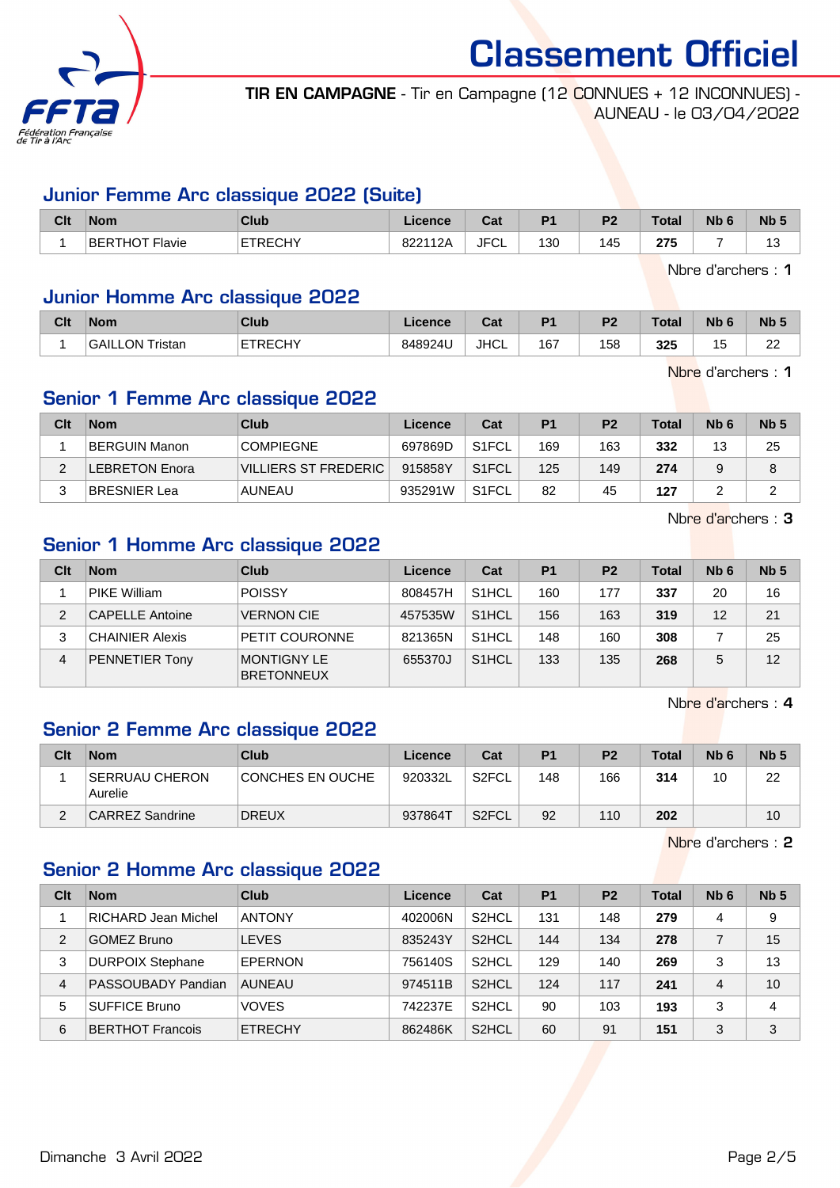# Classement Officiel

**TIR EN CAMPAGNE** - Tir en Campagne (12 CONNUES + 12 INCONNUES) - AUNEAU - le 03/04/2022

## Junior Femme Arc classique 2022 (Suite)

| Clt | Nom | Club | Licence | Cat | P1 | P2 | Total | Nb 6 | Nb 5 |
|---|---|---|---|---|---|---|---|---|---|
| 1 | BERTHOT Flavie | ETRECHY | 822112A | JFCL | 130 | 145 | **275** | 7 | 13 |

Nbre d'archers : **1**

## Junior Homme Arc classique 2022

| Clt | Nom | Club | Licence | Cat | P1 | P2 | Total | Nb 6 | Nb 5 |
|---|---|---|---|---|---|---|---|---|---|
| 1 | GAILLON Tristan | ETRECHY | 848924U | JHCL | 167 | 158 | **325** | 15 | 22 |

Nbre d'archers : **1**

## Senior 1 Femme Arc classique 2022

| Clt | Nom | Club | Licence | Cat | P1 | P2 | Total | Nb 6 | Nb 5 |
|---|---|---|---|---|---|---|---|---|---|
| 1 | BERGUIN Manon | COMPIEGNE | 697869D | S1FCL | 169 | 163 | **332** | 13 | 25 |
| 2 | LEBRETON Enora | VILLIERS ST FREDERIC | 915858Y | S1FCL | 125 | 149 | **274** | 9 | 8 |
| 3 | BRESNIER Lea | AUNEAU | 935291W | S1FCL | 82 | 45 | **127** | 2 | 2 |

Nbre d'archers : **3**

## Senior 1 Homme Arc classique 2022

| Clt | Nom | Club | Licence | Cat | P1 | P2 | Total | Nb 6 | Nb 5 |
|---|---|---|---|---|---|---|---|---|---|
| 1 | PIKE William | POISSY | 808457H | S1HCL | 160 | 177 | **337** | 20 | 16 |
| 2 | CAPELLE Antoine | VERNON CIE | 457535W | S1HCL | 156 | 163 | **319** | 12 | 21 |
| 3 | CHAINIER Alexis | PETIT COURONNE | 821365N | S1HCL | 148 | 160 | **308** | 7 | 25 |
| 4 | PENNETIER Tony | MONTIGNY LE BRETONNEUX | 655370J | S1HCL | 133 | 135 | **268** | 5 | 12 |

Nbre d'archers : **4**

## Senior 2 Femme Arc classique 2022

| Clt | Nom | Club | Licence | Cat | P1 | P2 | Total | Nb 6 | Nb 5 |
|---|---|---|---|---|---|---|---|---|---|
| 1 | SERRUAU CHERON Aurelie | CONCHES EN OUCHE | 920332L | S2FCL | 148 | 166 | **314** | 10 | 22 |
| 2 | CARREZ Sandrine | DREUX | 937864T | S2FCL | 92 | 110 | **202** | | 10 |

Nbre d'archers : **2**

## Senior 2 Homme Arc classique 2022

| Clt | Nom | Club | Licence | Cat | P1 | P2 | Total | Nb 6 | Nb 5 |
|---|---|---|---|---|---|---|---|---|---|
| 1 | RICHARD Jean Michel | ANTONY | 402006N | S2HCL | 131 | 148 | **279** | 4 | 9 |
| 2 | GOMEZ Bruno | LEVES | 835243Y | S2HCL | 144 | 134 | **278** | 7 | 15 |
| 3 | DURPOIX Stephane | EPERNON | 756140S | S2HCL | 129 | 140 | **269** | 3 | 13 |
| 4 | PASSOUBADY Pandian | AUNEAU | 974511B | S2HCL | 124 | 117 | **241** | 4 | 10 |
| 5 | SUFFICE Bruno | VOVES | 742237E | S2HCL | 90 | 103 | **193** | 3 | 4 |
| 6 | BERTHOT Francois | ETRECHY | 862486K | S2HCL | 60 | 91 | **151** | 3 | 3 |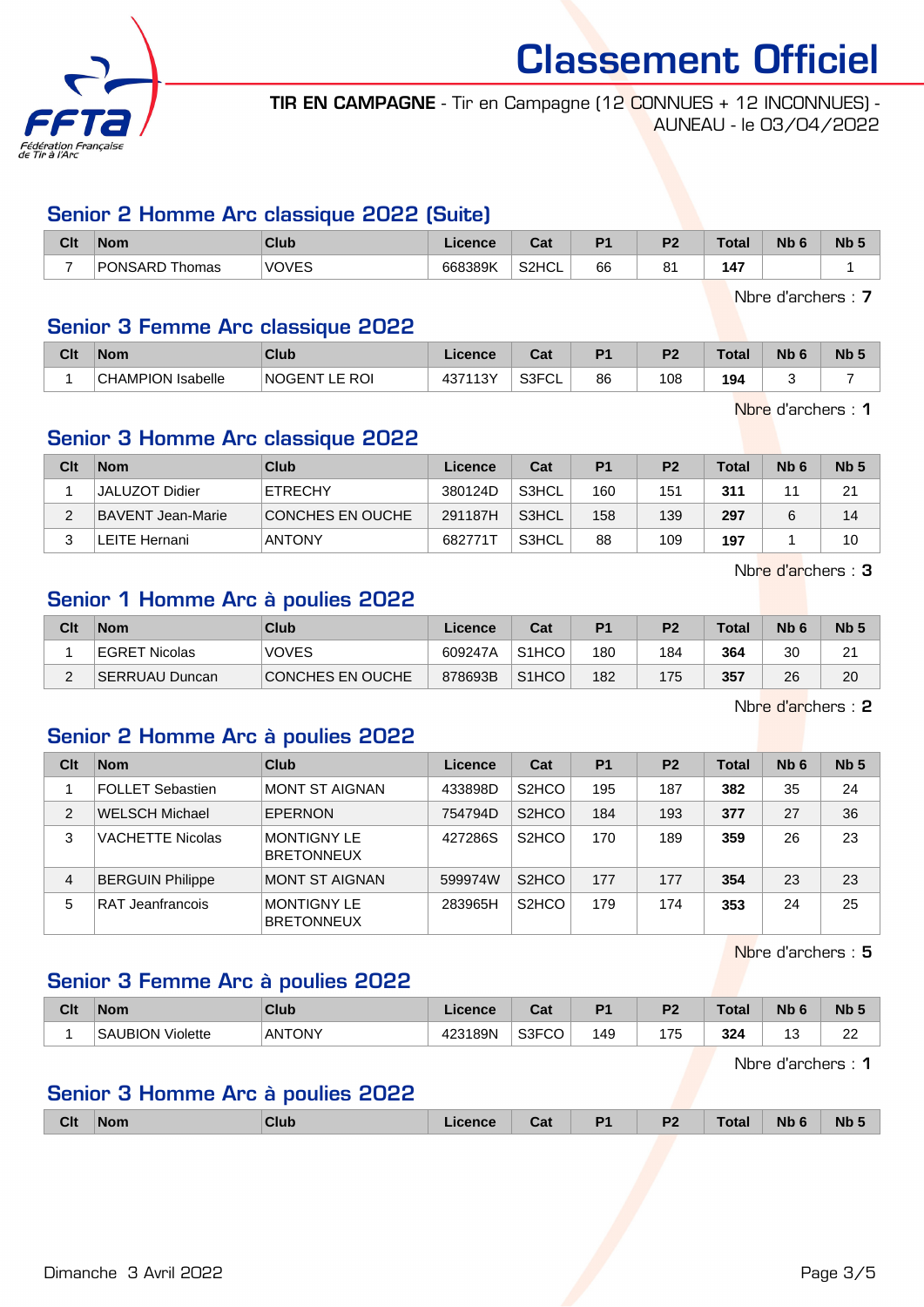# Classement Officiel

**TIR EN CAMPAGNE** - Tir en Campagne (12 CONNUES + 12 INCONNUES) - AUNEAU - le 03/04/2022

## Senior 2 Homme Arc classique 2022 (Suite)

| Clt | Nom | Club | Licence | Cat | P1 | P2 | Total | Nb 6 | Nb 5 |
|---|---|---|---|---|---|---|---|---|---|
| 7 | PONSARD Thomas | VOVES | 668389K | S2HCL | 66 | 81 | **147** | | 1 |

Nbre d'archers : **7**

## Senior 3 Femme Arc classique 2022

| Clt | Nom | Club | Licence | Cat | P1 | P2 | Total | Nb 6 | Nb 5 |
|---|---|---|---|---|---|---|---|---|---|
| 1 | CHAMPION Isabelle | NOGENT LE ROI | 437113Y | S3FCL | 86 | 108 | **194** | 3 | 7 |

Nbre d'archers : **1**

## Senior 3 Homme Arc classique 2022

| Clt | Nom | Club | Licence | Cat | P1 | P2 | Total | Nb 6 | Nb 5 |
|---|---|---|---|---|---|---|---|---|---|
| 1 | JALUZOT Didier | ETRECHY | 380124D | S3HCL | 160 | 151 | **311** | 11 | 21 |
| 2 | BAVENT Jean-Marie | CONCHES EN OUCHE | 291187H | S3HCL | 158 | 139 | **297** | 6 | 14 |
| 3 | LEITE Hernani | ANTONY | 682771T | S3HCL | 88 | 109 | **197** | 1 | 10 |

Nbre d'archers : **3**

## Senior 1 Homme Arc à poulies 2022

| Clt | Nom | Club | Licence | Cat | P1 | P2 | Total | Nb 6 | Nb 5 |
|---|---|---|---|---|---|---|---|---|---|
| 1 | EGRET Nicolas | VOVES | 609247A | S1HCO | 180 | 184 | **364** | 30 | 21 |
| 2 | SERRUAU Duncan | CONCHES EN OUCHE | 878693B | S1HCO | 182 | 175 | **357** | 26 | 20 |

Nbre d'archers : **2**

## Senior 2 Homme Arc à poulies 2022

| Clt | Nom | Club | Licence | Cat | P1 | P2 | Total | Nb 6 | Nb 5 |
|---|---|---|---|---|---|---|---|---|---|
| 1 | FOLLET Sebastien | MONT ST AIGNAN | 433898D | S2HCO | 195 | 187 | **382** | 35 | 24 |
| 2 | WELSCH Michael | EPERNON | 754794D | S2HCO | 184 | 193 | **377** | 27 | 36 |
| 3 | VACHETTE Nicolas | MONTIGNY LE BRETONNEUX | 427286S | S2HCO | 170 | 189 | **359** | 26 | 23 |
| 4 | BERGUIN Philippe | MONT ST AIGNAN | 599974W | S2HCO | 177 | 177 | **354** | 23 | 23 |
| 5 | RAT Jeanfrancois | MONTIGNY LE BRETONNEUX | 283965H | S2HCO | 179 | 174 | **353** | 24 | 25 |

Nbre d'archers : **5**

## Senior 3 Femme Arc à poulies 2022

| Clt | Nom | Club | Licence | Cat | P1 | P2 | Total | Nb 6 | Nb 5 |
|---|---|---|---|---|---|---|---|---|---|
| 1 | SAUBION Violette | ANTONY | 423189N | S3FCO | 149 | 175 | **324** | 13 | 22 |

Nbre d'archers : **1**

## Senior 3 Homme Arc à poulies 2022

| Clt | Nom | Club | Licence | Cat | P1 | P2 | Total | Nb 6 | Nb 5 |
|---|---|---|---|---|---|---|---|---|---|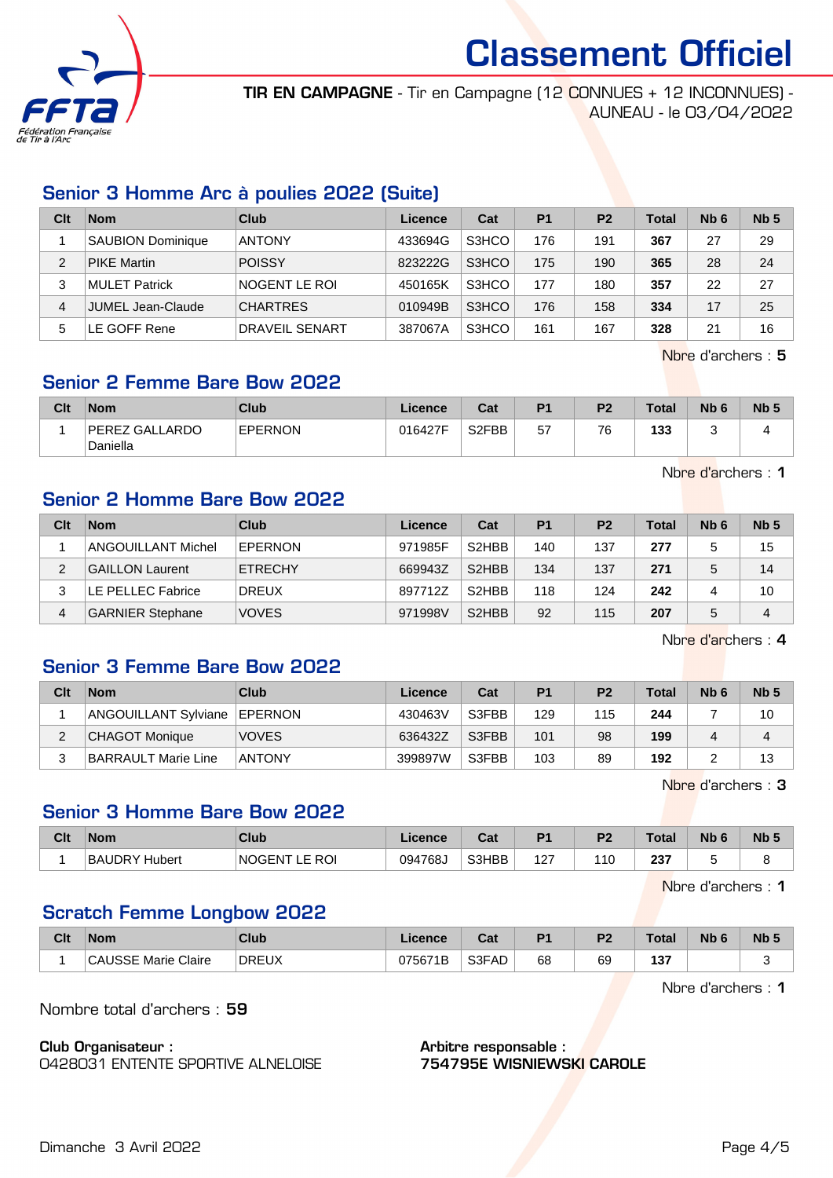# Classement Officiel

**TIR EN CAMPAGNE** - Tir en Campagne (12 CONNUES + 12 INCONNUES) - AUNEAU - le 03/04/2022

## Senior 3 Homme Arc à poulies 2022 (Suite)

| Clt | Nom | Club | Licence | Cat | P1 | P2 | Total | Nb 6 | Nb 5 |
|---|---|---|---|---|---|---|---|---|---|
| 1 | SAUBION Dominique | ANTONY | 433694G | S3HCO | 176 | 191 | **367** | 27 | 29 |
| 2 | PIKE Martin | POISSY | 823222G | S3HCO | 175 | 190 | **365** | 28 | 24 |
| 3 | MULET Patrick | NOGENT LE ROI | 450165K | S3HCO | 177 | 180 | **357** | 22 | 27 |
| 4 | JUMEL Jean-Claude | CHARTRES | 010949B | S3HCO | 176 | 158 | **334** | 17 | 25 |
| 5 | LE GOFF Rene | DRAVEIL SENART | 387067A | S3HCO | 161 | 167 | **328** | 21 | 16 |

Nbre d'archers : **5**

## Senior 2 Femme Bare Bow 2022

| Clt | Nom | Club | Licence | Cat | P1 | P2 | Total | Nb 6 | Nb 5 |
|---|---|---|---|---|---|---|---|---|---|
| 1 | PEREZ GALLARDO Daniella | EPERNON | 016427F | S2FBB | 57 | 76 | **133** | 3 | 4 |

Nbre d'archers : **1**

## Senior 2 Homme Bare Bow 2022

| Clt | Nom | Club | Licence | Cat | P1 | P2 | Total | Nb 6 | Nb 5 |
|---|---|---|---|---|---|---|---|---|---|
| 1 | ANGOUILLANT Michel | EPERNON | 971985F | S2HBB | 140 | 137 | **277** | 5 | 15 |
| 2 | GAILLON Laurent | ETRECHY | 669943Z | S2HBB | 134 | 137 | **271** | 5 | 14 |
| 3 | LE PELLEC Fabrice | DREUX | 897712Z | S2HBB | 118 | 124 | **242** | 4 | 10 |
| 4 | GARNIER Stephane | VOVES | 971998V | S2HBB | 92 | 115 | **207** | 5 | 4 |

Nbre d'archers : **4**

## Senior 3 Femme Bare Bow 2022

| Clt | Nom | Club | Licence | Cat | P1 | P2 | Total | Nb 6 | Nb 5 |
|---|---|---|---|---|---|---|---|---|---|
| 1 | ANGOUILLANT Sylviane | EPERNON | 430463V | S3FBB | 129 | 115 | **244** | 7 | 10 |
| 2 | CHAGOT Monique | VOVES | 636432Z | S3FBB | 101 | 98 | **199** | 4 | 4 |
| 3 | BARRAULT Marie Line | ANTONY | 399897W | S3FBB | 103 | 89 | **192** | 2 | 13 |

Nbre d'archers : **3**

## Senior 3 Homme Bare Bow 2022

| Clt | Nom | Club | Licence | Cat | P1 | P2 | Total | Nb 6 | Nb 5 |
|---|---|---|---|---|---|---|---|---|---|
| 1 | BAUDRY Hubert | NOGENT LE ROI | 094768J | S3HBB | 127 | 110 | **237** | 5 | 8 |

Nbre d'archers : **1**

## Scratch Femme Longbow 2022

| Clt | Nom | Club | Licence | Cat | P1 | P2 | Total | Nb 6 | Nb 5 |
|---|---|---|---|---|---|---|---|---|---|
| 1 | CAUSSE Marie Claire | DREUX | 075671B | S3FAD | 68 | 69 | **137** | | 3 |

Nbre d'archers : **1**

Nombre total d'archers : **59**

**Club Organisateur :**
0428031 ENTENTE SPORTIVE ALNELOISE

**Arbitre responsable :**
**754795E WISNIEWSKI CAROLE**

Dimanche 3 Avril 2022